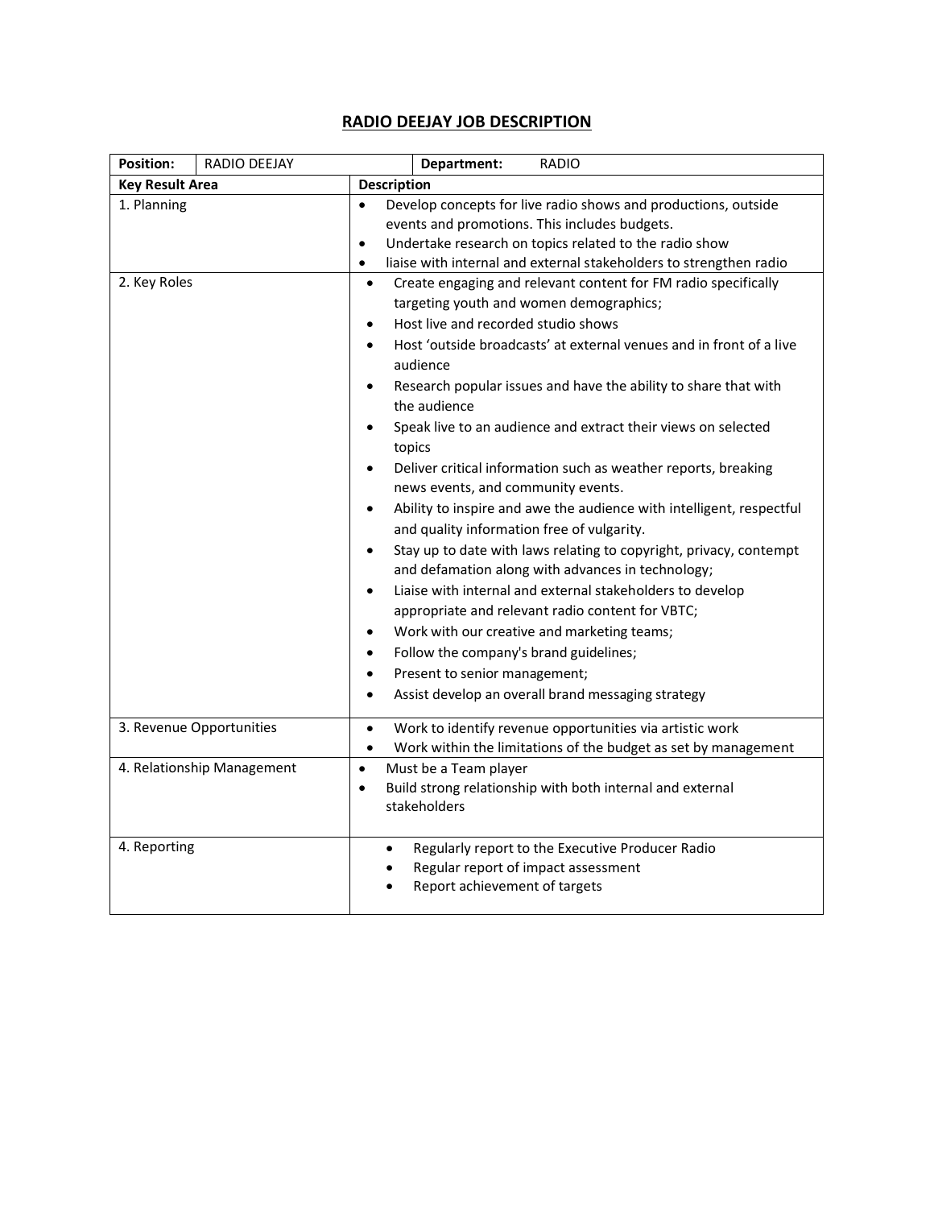# RADIO DEEJAY JOB DESCRIPTION

| **Position:** | RADIO DEEJAY | **Department:** | RADIO |
|---|---|---|---|
| **Key Result Area** | **Description** | | |
| 1. Planning | • Develop concepts for live radio shows and productions, outside events and promotions. This includes budgets.<br>• Undertake research on topics related to the radio show<br>• liaise with internal and external stakeholders to strengthen radio | | |
| 2. Key Roles | • Create engaging and relevant content for FM radio specifically targeting youth and women demographics;<br>• Host live and recorded studio shows<br>• Host 'outside broadcasts' at external venues and in front of a live audience<br>• Research popular issues and have the ability to share that with the audience<br>• Speak live to an audience and extract their views on selected topics<br>• Deliver critical information such as weather reports, breaking news events, and community events.<br>• Ability to inspire and awe the audience with intelligent, respectful and quality information free of vulgarity.<br>• Stay up to date with laws relating to copyright, privacy, contempt and defamation along with advances in technology;<br>• Liaise with internal and external stakeholders to develop appropriate and relevant radio content for VBTC;<br>• Work with our creative and marketing teams;<br>• Follow the company's brand guidelines;<br>• Present to senior management;<br>• Assist develop an overall brand messaging strategy | | |
| 3. Revenue Opportunities | • Work to identify revenue opportunities via artistic work<br>• Work within the limitations of the budget as set by management | | |
| 4. Relationship Management | • Must be a Team player<br>• Build strong relationship with both internal and external stakeholders | | |
| 4. Reporting | • Regularly report to the Executive Producer Radio<br>• Regular report of impact assessment<br>• Report achievement of targets | | |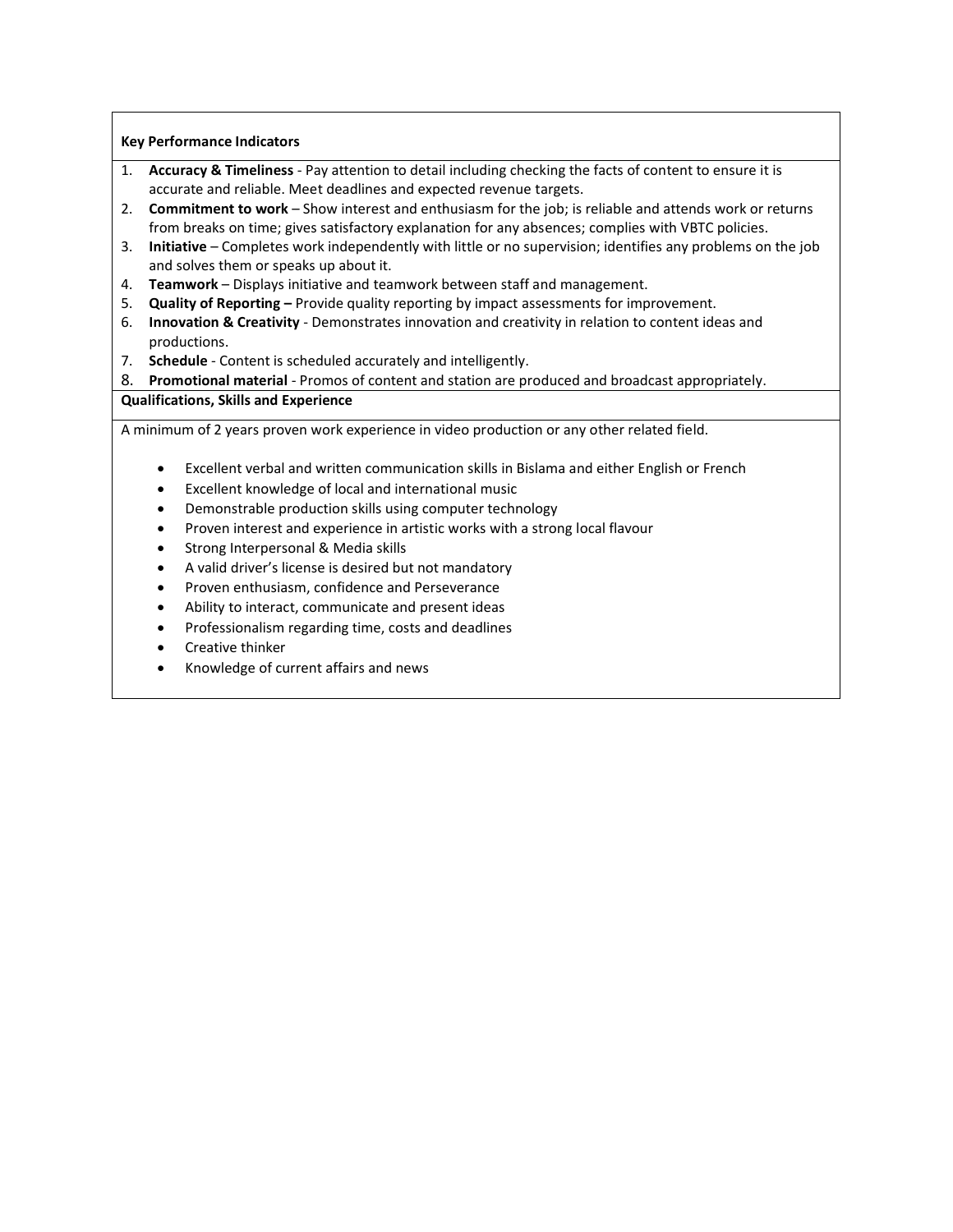**Key Performance Indicators**

1. **Accuracy & Timeliness** - Pay attention to detail including checking the facts of content to ensure it is accurate and reliable. Meet deadlines and expected revenue targets.
2. **Commitment to work** – Show interest and enthusiasm for the job; is reliable and attends work or returns from breaks on time; gives satisfactory explanation for any absences; complies with VBTC policies.
3. **Initiative** – Completes work independently with little or no supervision; identifies any problems on the job and solves them or speaks up about it.
4. **Teamwork** – Displays initiative and teamwork between staff and management.
5. **Quality of Reporting –** Provide quality reporting by impact assessments for improvement.
6. **Innovation & Creativity** - Demonstrates innovation and creativity in relation to content ideas and productions.
7. **Schedule** - Content is scheduled accurately and intelligently.
8. **Promotional material** - Promos of content and station are produced and broadcast appropriately.

**Qualifications, Skills and Experience**

A minimum of 2 years proven work experience in video production or any other related field.

- Excellent verbal and written communication skills in Bislama and either English or French
- Excellent knowledge of local and international music
- Demonstrable production skills using computer technology
- Proven interest and experience in artistic works with a strong local flavour
- Strong Interpersonal & Media skills
- A valid driver's license is desired but not mandatory
- Proven enthusiasm, confidence and Perseverance
- Ability to interact, communicate and present ideas
- Professionalism regarding time, costs and deadlines
- Creative thinker
- Knowledge of current affairs and news